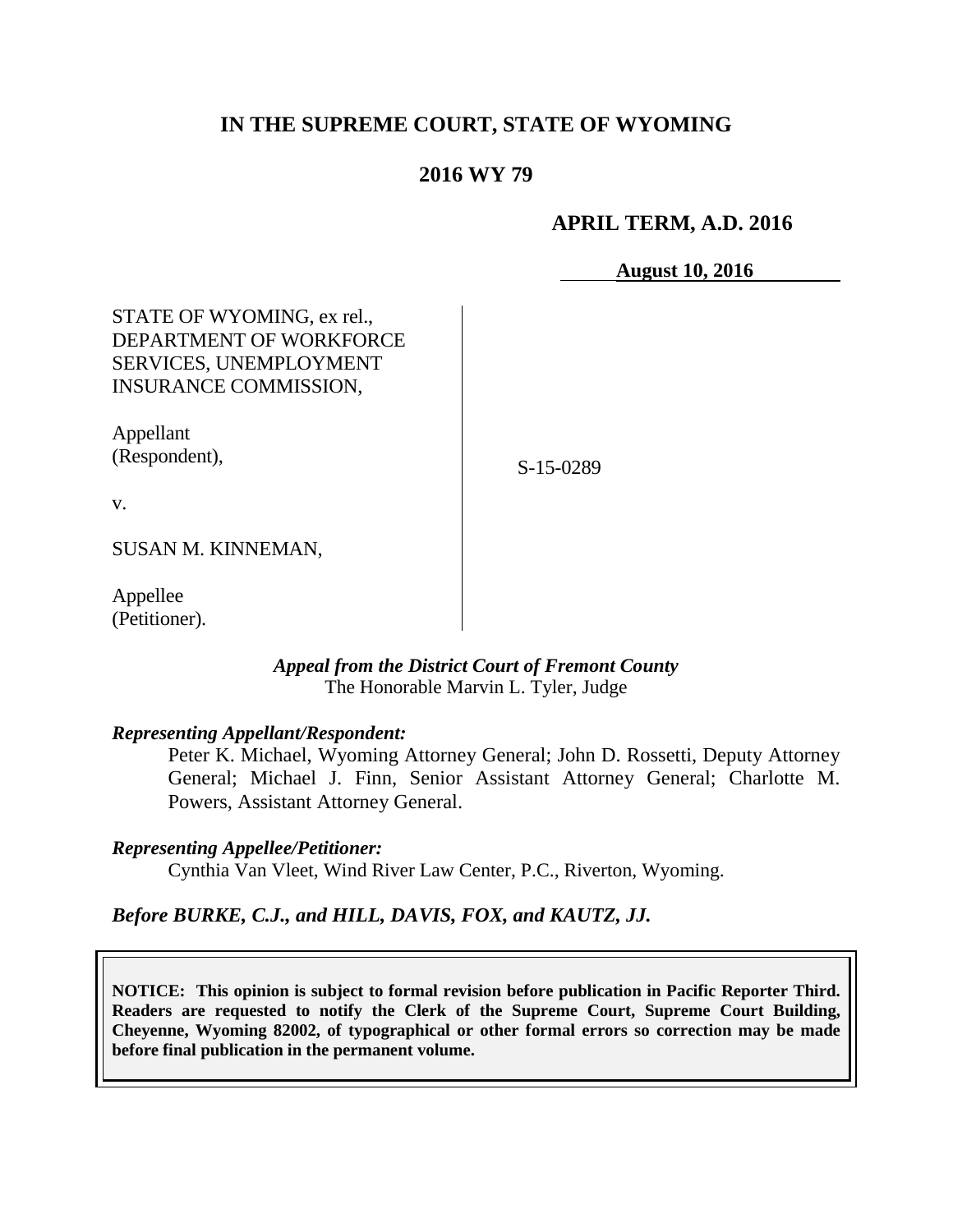# IN THE SUPREME COURT, STATE OF WYOMING

## 2016 WY 79

**APRIL TERM, A.D. 2016**

**August 10, 2016**

STATE OF WYOMING, ex rel., DEPARTMENT OF WORKFORCE SERVICES, UNEMPLOYMENT INSURANCE COMMISSION,

Appellant (Respondent),

v.

SUSAN M. KINNEMAN,

Appellee (Petitioner).

S-15-0289

***Appeal from the District Court of Fremont County***
The Honorable Marvin L. Tyler, Judge

***Representing Appellant/Respondent:***

Peter K. Michael, Wyoming Attorney General; John D. Rossetti, Deputy Attorney General; Michael J. Finn, Senior Assistant Attorney General; Charlotte M. Powers, Assistant Attorney General.

***Representing Appellee/Petitioner:***

Cynthia Van Vleet, Wind River Law Center, P.C., Riverton, Wyoming.

***Before BURKE, C.J., and HILL, DAVIS, FOX, and KAUTZ, JJ.***

**NOTICE: This opinion is subject to formal revision before publication in Pacific Reporter Third. Readers are requested to notify the Clerk of the Supreme Court, Supreme Court Building, Cheyenne, Wyoming 82002, of typographical or other formal errors so correction may be made before final publication in the permanent volume.**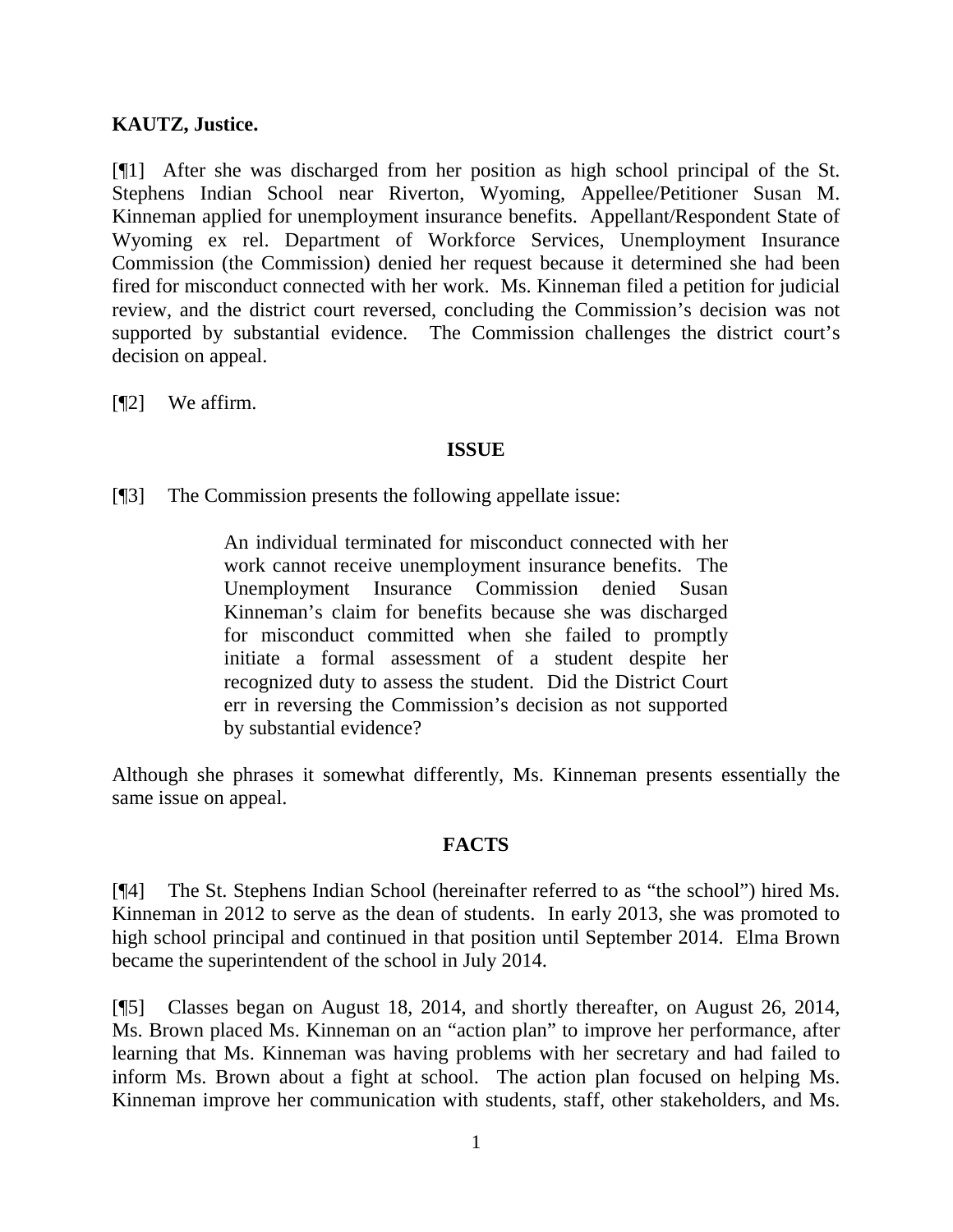**KAUTZ, Justice.**

[¶1] After she was discharged from her position as high school principal of the St. Stephens Indian School near Riverton, Wyoming, Appellee/Petitioner Susan M. Kinneman applied for unemployment insurance benefits. Appellant/Respondent State of Wyoming ex rel. Department of Workforce Services, Unemployment Insurance Commission (the Commission) denied her request because it determined she had been fired for misconduct connected with her work. Ms. Kinneman filed a petition for judicial review, and the district court reversed, concluding the Commission's decision was not supported by substantial evidence. The Commission challenges the district court's decision on appeal.

[¶2] We affirm.

## ISSUE

[¶3] The Commission presents the following appellate issue:

> An individual terminated for misconduct connected with her work cannot receive unemployment insurance benefits. The Unemployment Insurance Commission denied Susan Kinneman's claim for benefits because she was discharged for misconduct committed when she failed to promptly initiate a formal assessment of a student despite her recognized duty to assess the student. Did the District Court err in reversing the Commission's decision as not supported by substantial evidence?

Although she phrases it somewhat differently, Ms. Kinneman presents essentially the same issue on appeal.

## FACTS

[¶4] The St. Stephens Indian School (hereinafter referred to as "the school") hired Ms. Kinneman in 2012 to serve as the dean of students. In early 2013, she was promoted to high school principal and continued in that position until September 2014. Elma Brown became the superintendent of the school in July 2014.

[¶5] Classes began on August 18, 2014, and shortly thereafter, on August 26, 2014, Ms. Brown placed Ms. Kinneman on an "action plan" to improve her performance, after learning that Ms. Kinneman was having problems with her secretary and had failed to inform Ms. Brown about a fight at school. The action plan focused on helping Ms. Kinneman improve her communication with students, staff, other stakeholders, and Ms.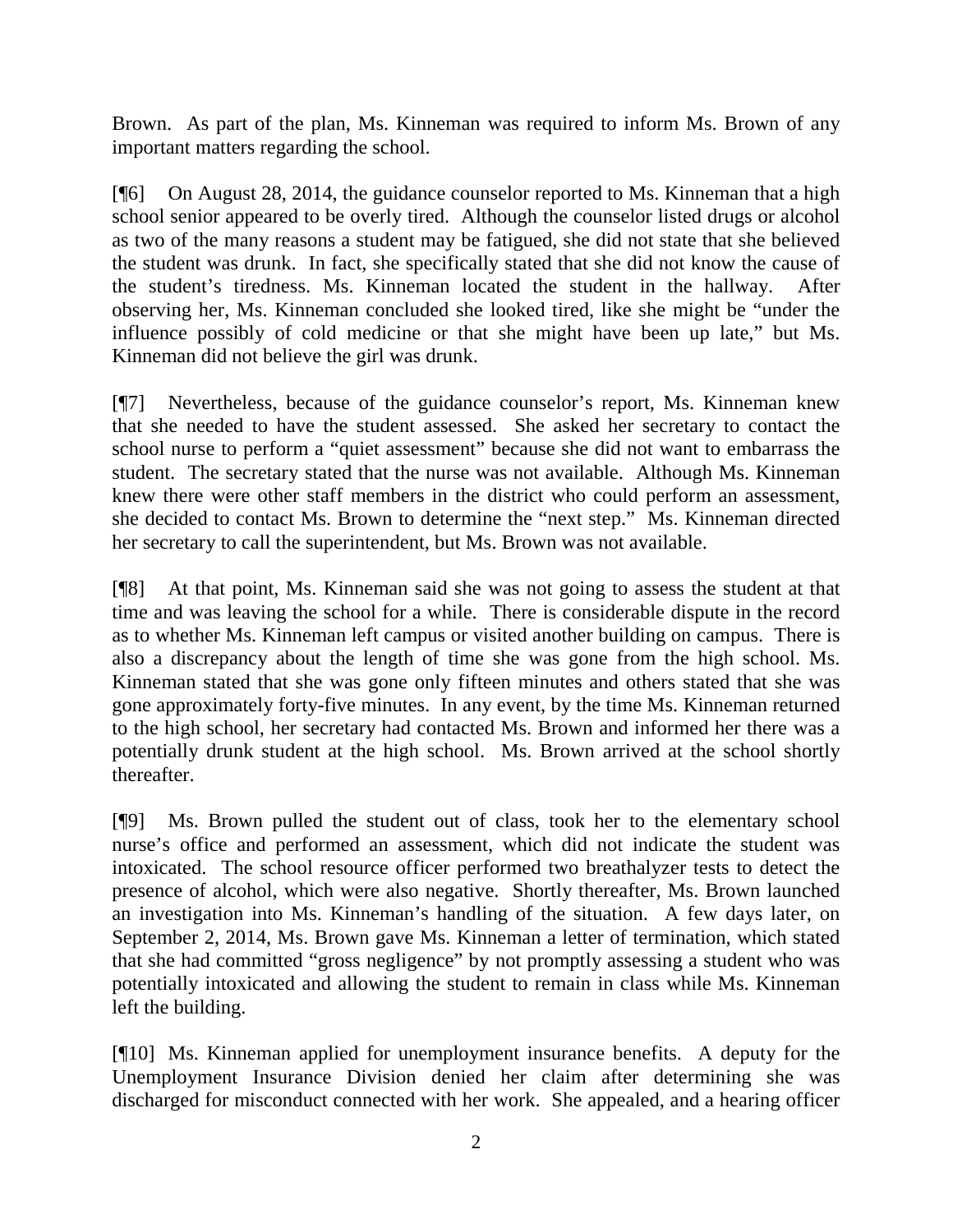Brown. As part of the plan, Ms. Kinneman was required to inform Ms. Brown of any important matters regarding the school.

[¶6] On August 28, 2014, the guidance counselor reported to Ms. Kinneman that a high school senior appeared to be overly tired. Although the counselor listed drugs or alcohol as two of the many reasons a student may be fatigued, she did not state that she believed the student was drunk. In fact, she specifically stated that she did not know the cause of the student's tiredness. Ms. Kinneman located the student in the hallway. After observing her, Ms. Kinneman concluded she looked tired, like she might be "under the influence possibly of cold medicine or that she might have been up late," but Ms. Kinneman did not believe the girl was drunk.

[¶7] Nevertheless, because of the guidance counselor's report, Ms. Kinneman knew that she needed to have the student assessed. She asked her secretary to contact the school nurse to perform a "quiet assessment" because she did not want to embarrass the student. The secretary stated that the nurse was not available. Although Ms. Kinneman knew there were other staff members in the district who could perform an assessment, she decided to contact Ms. Brown to determine the "next step." Ms. Kinneman directed her secretary to call the superintendent, but Ms. Brown was not available.

[¶8] At that point, Ms. Kinneman said she was not going to assess the student at that time and was leaving the school for a while. There is considerable dispute in the record as to whether Ms. Kinneman left campus or visited another building on campus. There is also a discrepancy about the length of time she was gone from the high school. Ms. Kinneman stated that she was gone only fifteen minutes and others stated that she was gone approximately forty-five minutes. In any event, by the time Ms. Kinneman returned to the high school, her secretary had contacted Ms. Brown and informed her there was a potentially drunk student at the high school. Ms. Brown arrived at the school shortly thereafter.

[¶9] Ms. Brown pulled the student out of class, took her to the elementary school nurse's office and performed an assessment, which did not indicate the student was intoxicated. The school resource officer performed two breathalyzer tests to detect the presence of alcohol, which were also negative. Shortly thereafter, Ms. Brown launched an investigation into Ms. Kinneman's handling of the situation. A few days later, on September 2, 2014, Ms. Brown gave Ms. Kinneman a letter of termination, which stated that she had committed "gross negligence" by not promptly assessing a student who was potentially intoxicated and allowing the student to remain in class while Ms. Kinneman left the building.

[¶10] Ms. Kinneman applied for unemployment insurance benefits. A deputy for the Unemployment Insurance Division denied her claim after determining she was discharged for misconduct connected with her work. She appealed, and a hearing officer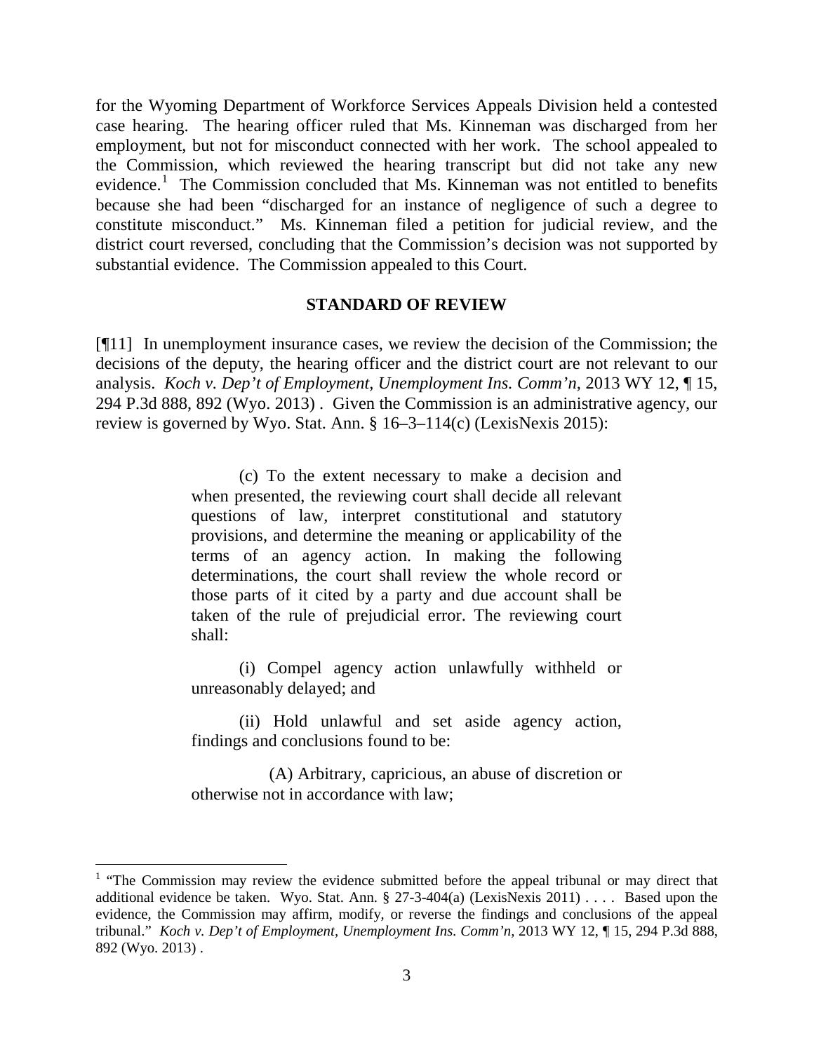for the Wyoming Department of Workforce Services Appeals Division held a contested case hearing. The hearing officer ruled that Ms. Kinneman was discharged from her employment, but not for misconduct connected with her work. The school appealed to the Commission, which reviewed the hearing transcript but did not take any new evidence.[1] The Commission concluded that Ms. Kinneman was not entitled to benefits because she had been "discharged for an instance of negligence of such a degree to constitute misconduct." Ms. Kinneman filed a petition for judicial review, and the district court reversed, concluding that the Commission's decision was not supported by substantial evidence. The Commission appealed to this Court.

## STANDARD OF REVIEW

[¶11] In unemployment insurance cases, we review the decision of the Commission; the decisions of the deputy, the hearing officer and the district court are not relevant to our analysis. *Koch v. Dep't of Employment, Unemployment Ins. Comm'n*, 2013 WY 12, ¶ 15, 294 P.3d 888, 892 (Wyo. 2013) . Given the Commission is an administrative agency, our review is governed by Wyo. Stat. Ann. § 16–3–114(c) (LexisNexis 2015):

> (c) To the extent necessary to make a decision and when presented, the reviewing court shall decide all relevant questions of law, interpret constitutional and statutory provisions, and determine the meaning or applicability of the terms of an agency action. In making the following determinations, the court shall review the whole record or those parts of it cited by a party and due account shall be taken of the rule of prejudicial error. The reviewing court shall:
>
> (i) Compel agency action unlawfully withheld or unreasonably delayed; and
>
> (ii) Hold unlawful and set aside agency action, findings and conclusions found to be:
>
> (A) Arbitrary, capricious, an abuse of discretion or otherwise not in accordance with law;

---

[1] "The Commission may review the evidence submitted before the appeal tribunal or may direct that additional evidence be taken. Wyo. Stat. Ann. § 27-3-404(a) (LexisNexis 2011) . . . . Based upon the evidence, the Commission may affirm, modify, or reverse the findings and conclusions of the appeal tribunal." *Koch v. Dep't of Employment, Unemployment Ins. Comm'n,* 2013 WY 12, ¶ 15, 294 P.3d 888, 892 (Wyo. 2013) .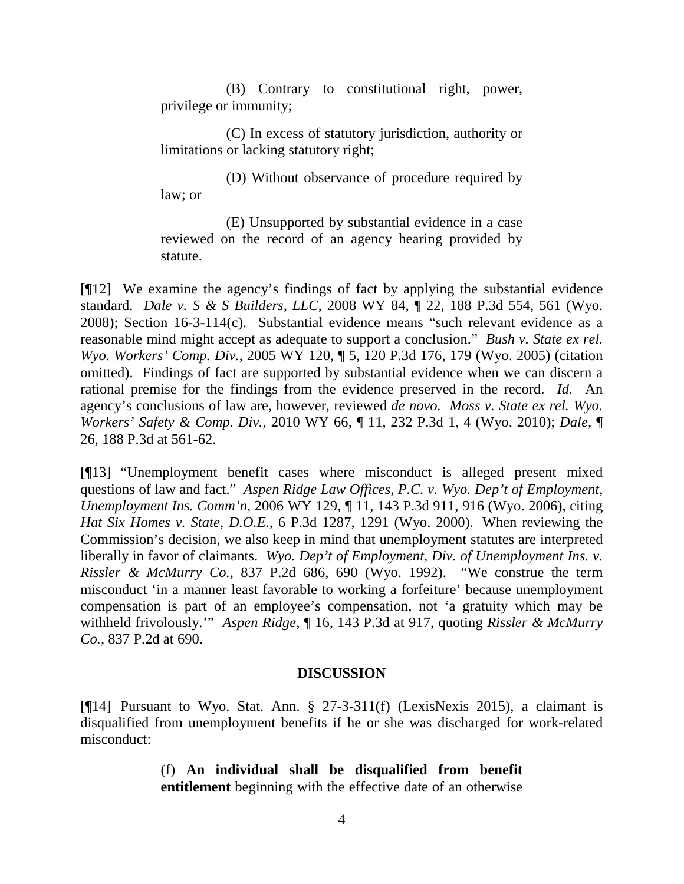(B) Contrary to constitutional right, power, privilege or immunity;

(C) In excess of statutory jurisdiction, authority or limitations or lacking statutory right;

(D) Without observance of procedure required by law; or

(E) Unsupported by substantial evidence in a case reviewed on the record of an agency hearing provided by statute.

[¶12] We examine the agency's findings of fact by applying the substantial evidence standard. *Dale v. S & S Builders, LLC*, 2008 WY 84, ¶ 22, 188 P.3d 554, 561 (Wyo. 2008); Section 16-3-114(c). Substantial evidence means "such relevant evidence as a reasonable mind might accept as adequate to support a conclusion." *Bush v. State ex rel. Wyo. Workers' Comp. Div.*, 2005 WY 120, ¶ 5, 120 P.3d 176, 179 (Wyo. 2005) (citation omitted). Findings of fact are supported by substantial evidence when we can discern a rational premise for the findings from the evidence preserved in the record. *Id.* An agency's conclusions of law are, however, reviewed *de novo*. *Moss v. State ex rel. Wyo. Workers' Safety & Comp. Div.*, 2010 WY 66, ¶ 11, 232 P.3d 1, 4 (Wyo. 2010); *Dale*, ¶ 26, 188 P.3d at 561-62.

[¶13] "Unemployment benefit cases where misconduct is alleged present mixed questions of law and fact." *Aspen Ridge Law Offices, P.C. v. Wyo. Dep't of Employment, Unemployment Ins. Comm'n*, 2006 WY 129, ¶ 11, 143 P.3d 911, 916 (Wyo. 2006), citing *Hat Six Homes v. State, D.O.E.*, 6 P.3d 1287, 1291 (Wyo. 2000). When reviewing the Commission's decision, we also keep in mind that unemployment statutes are interpreted liberally in favor of claimants. *Wyo. Dep't of Employment, Div. of Unemployment Ins. v. Rissler & McMurry Co.*, 837 P.2d 686, 690 (Wyo. 1992). "We construe the term misconduct 'in a manner least favorable to working a forfeiture' because unemployment compensation is part of an employee's compensation, not 'a gratuity which may be withheld frivolously.'" *Aspen Ridge*, ¶ 16, 143 P.3d at 917, quoting *Rissler & McMurry Co.*, 837 P.2d at 690.

## DISCUSSION

[¶14] Pursuant to Wyo. Stat. Ann. § 27-3-311(f) (LexisNexis 2015), a claimant is disqualified from unemployment benefits if he or she was discharged for work-related misconduct:

> (f) **An individual shall be disqualified from benefit entitlement** beginning with the effective date of an otherwise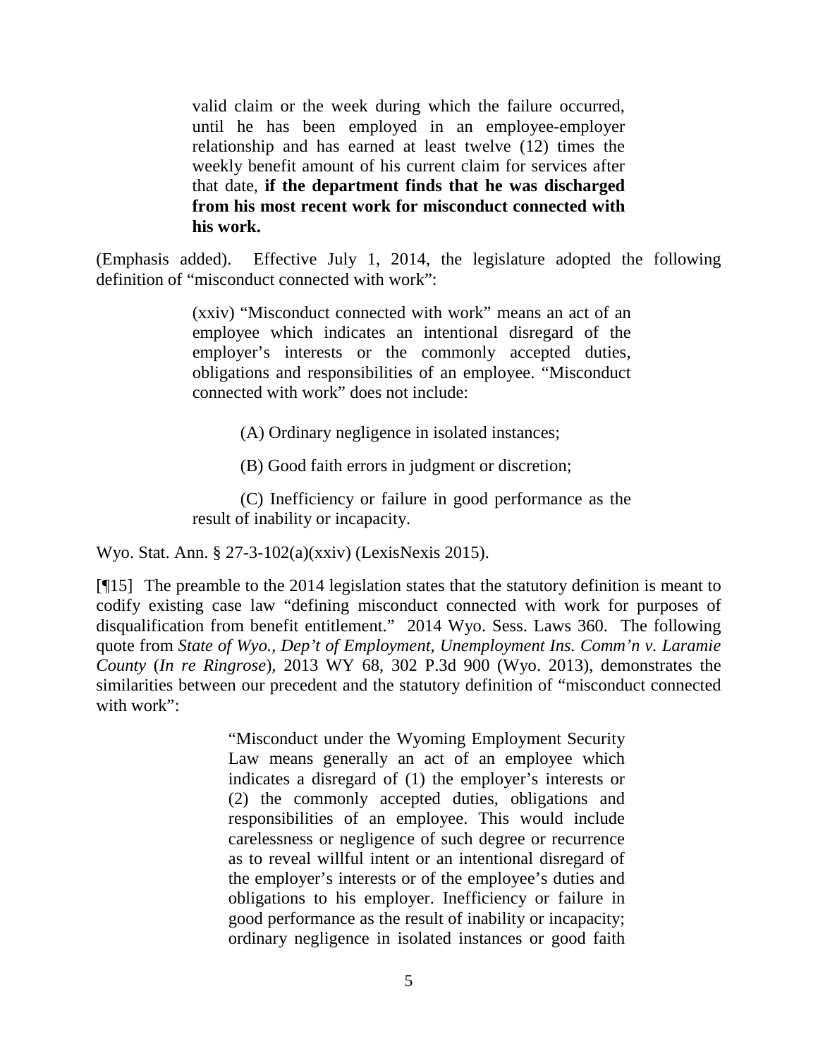> valid claim or the week during which the failure occurred, until he has been employed in an employee-employer relationship and has earned at least twelve (12) times the weekly benefit amount of his current claim for services after that date, **if the department finds that he was discharged from his most recent work for misconduct connected with his work.**

(Emphasis added). Effective July 1, 2014, the legislature adopted the following definition of "misconduct connected with work":

> (xxiv) "Misconduct connected with work" means an act of an employee which indicates an intentional disregard of the employer's interests or the commonly accepted duties, obligations and responsibilities of an employee. "Misconduct connected with work" does not include:
>
> (A) Ordinary negligence in isolated instances;
>
> (B) Good faith errors in judgment or discretion;
>
> (C) Inefficiency or failure in good performance as the result of inability or incapacity.

Wyo. Stat. Ann. § 27-3-102(a)(xxiv) (LexisNexis 2015).

[¶15] The preamble to the 2014 legislation states that the statutory definition is meant to codify existing case law "defining misconduct connected with work for purposes of disqualification from benefit entitlement." 2014 Wyo. Sess. Laws 360. The following quote from *State of Wyo., Dep't of Employment, Unemployment Ins. Comm'n v. Laramie County* (*In re Ringrose*), 2013 WY 68, 302 P.3d 900 (Wyo. 2013), demonstrates the similarities between our precedent and the statutory definition of "misconduct connected with work":

> "Misconduct under the Wyoming Employment Security Law means generally an act of an employee which indicates a disregard of (1) the employer's interests or (2) the commonly accepted duties, obligations and responsibilities of an employee. This would include carelessness or negligence of such degree or recurrence as to reveal willful intent or an intentional disregard of the employer's interests or of the employee's duties and obligations to his employer. Inefficiency or failure in good performance as the result of inability or incapacity; ordinary negligence in isolated instances or good faith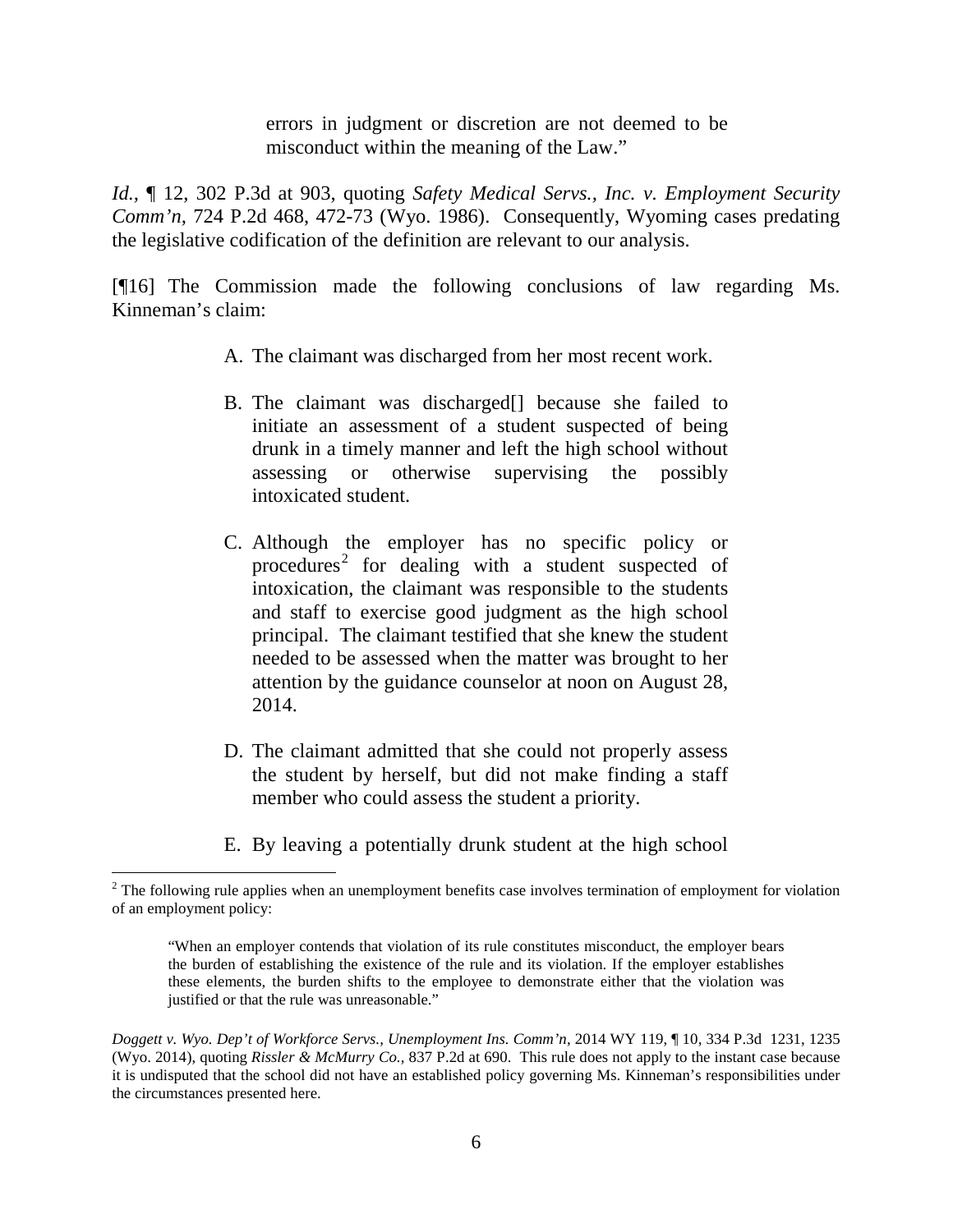> errors in judgment or discretion are not deemed to be misconduct within the meaning of the Law."

*Id.*, ¶ 12, 302 P.3d at 903, quoting *Safety Medical Servs., Inc. v. Employment Security Comm'n*, 724 P.2d 468, 472-73 (Wyo. 1986). Consequently, Wyoming cases predating the legislative codification of the definition are relevant to our analysis.

[¶16] The Commission made the following conclusions of law regarding Ms. Kinneman's claim:

> A. The claimant was discharged from her most recent work.
>
> B. The claimant was discharged[] because she failed to initiate an assessment of a student suspected of being drunk in a timely manner and left the high school without assessing or otherwise supervising the possibly intoxicated student.
>
> C. Although the employer has no specific policy or procedures[2] for dealing with a student suspected of intoxication, the claimant was responsible to the students and staff to exercise good judgment as the high school principal. The claimant testified that she knew the student needed to be assessed when the matter was brought to her attention by the guidance counselor at noon on August 28, 2014.
>
> D. The claimant admitted that she could not properly assess the student by herself, but did not make finding a staff member who could assess the student a priority.
>
> E. By leaving a potentially drunk student at the high school

---

[2] The following rule applies when an unemployment benefits case involves termination of employment for violation of an employment policy:

> "When an employer contends that violation of its rule constitutes misconduct, the employer bears the burden of establishing the existence of the rule and its violation. If the employer establishes these elements, the burden shifts to the employee to demonstrate either that the violation was justified or that the rule was unreasonable."

*Doggett v. Wyo. Dep't of Workforce Servs., Unemployment Ins. Comm'n*, 2014 WY 119, ¶ 10, 334 P.3d 1231, 1235 (Wyo. 2014), quoting *Rissler & McMurry Co.*, 837 P.2d at 690. This rule does not apply to the instant case because it is undisputed that the school did not have an established policy governing Ms. Kinneman's responsibilities under the circumstances presented here.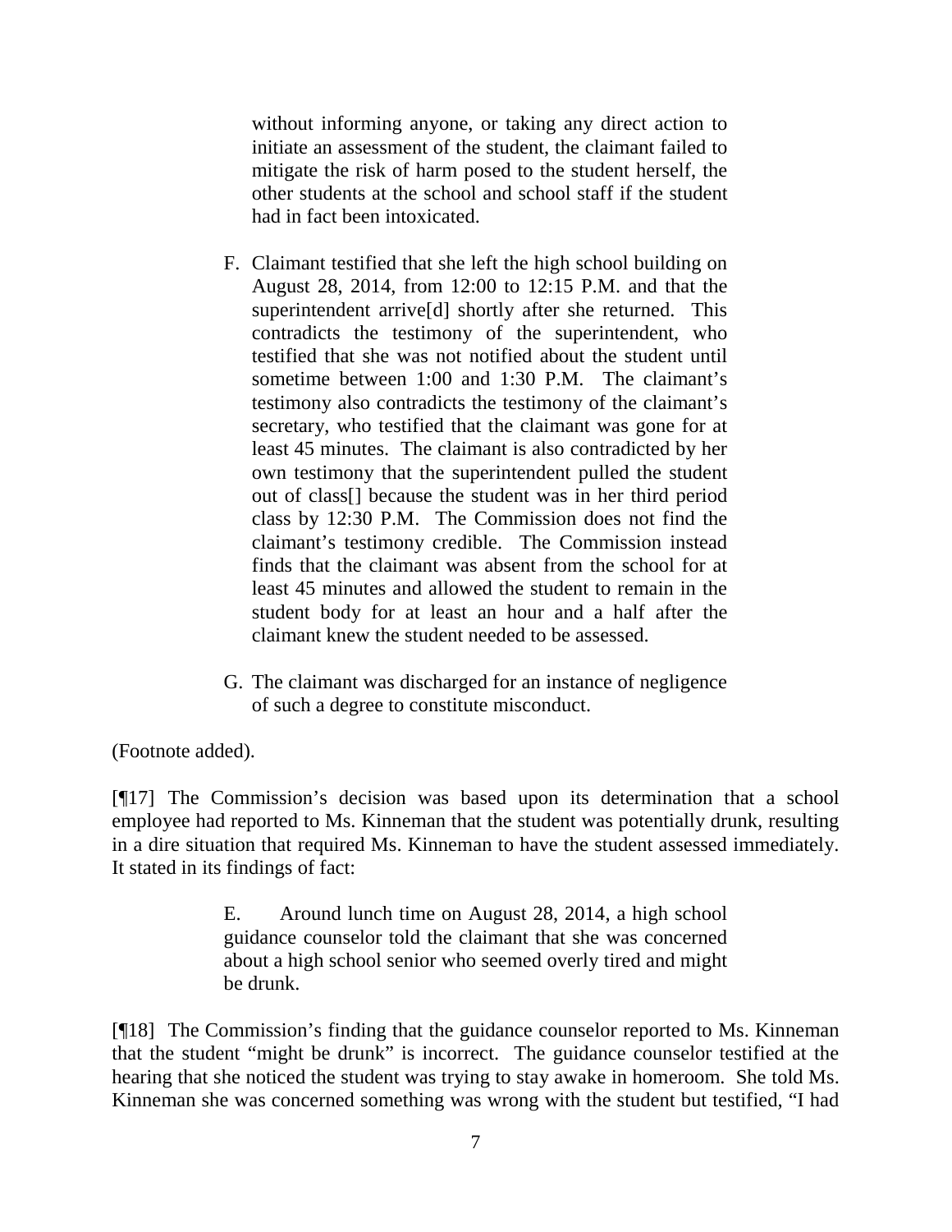> without informing anyone, or taking any direct action to initiate an assessment of the student, the claimant failed to mitigate the risk of harm posed to the student herself, the other students at the school and school staff if the student had in fact been intoxicated.
>
> F. Claimant testified that she left the high school building on August 28, 2014, from 12:00 to 12:15 P.M. and that the superintendent arrive[d] shortly after she returned. This contradicts the testimony of the superintendent, who testified that she was not notified about the student until sometime between 1:00 and 1:30 P.M. The claimant's testimony also contradicts the testimony of the claimant's secretary, who testified that the claimant was gone for at least 45 minutes. The claimant is also contradicted by her own testimony that the superintendent pulled the student out of class[] because the student was in her third period class by 12:30 P.M. The Commission does not find the claimant's testimony credible. The Commission instead finds that the claimant was absent from the school for at least 45 minutes and allowed the student to remain in the student body for at least an hour and a half after the claimant knew the student needed to be assessed.
>
> G. The claimant was discharged for an instance of negligence of such a degree to constitute misconduct.

(Footnote added).

[¶17] The Commission's decision was based upon its determination that a school employee had reported to Ms. Kinneman that the student was potentially drunk, resulting in a dire situation that required Ms. Kinneman to have the student assessed immediately. It stated in its findings of fact:

> E. Around lunch time on August 28, 2014, a high school guidance counselor told the claimant that she was concerned about a high school senior who seemed overly tired and might be drunk.

[¶18] The Commission's finding that the guidance counselor reported to Ms. Kinneman that the student "might be drunk" is incorrect. The guidance counselor testified at the hearing that she noticed the student was trying to stay awake in homeroom. She told Ms. Kinneman she was concerned something was wrong with the student but testified, "I had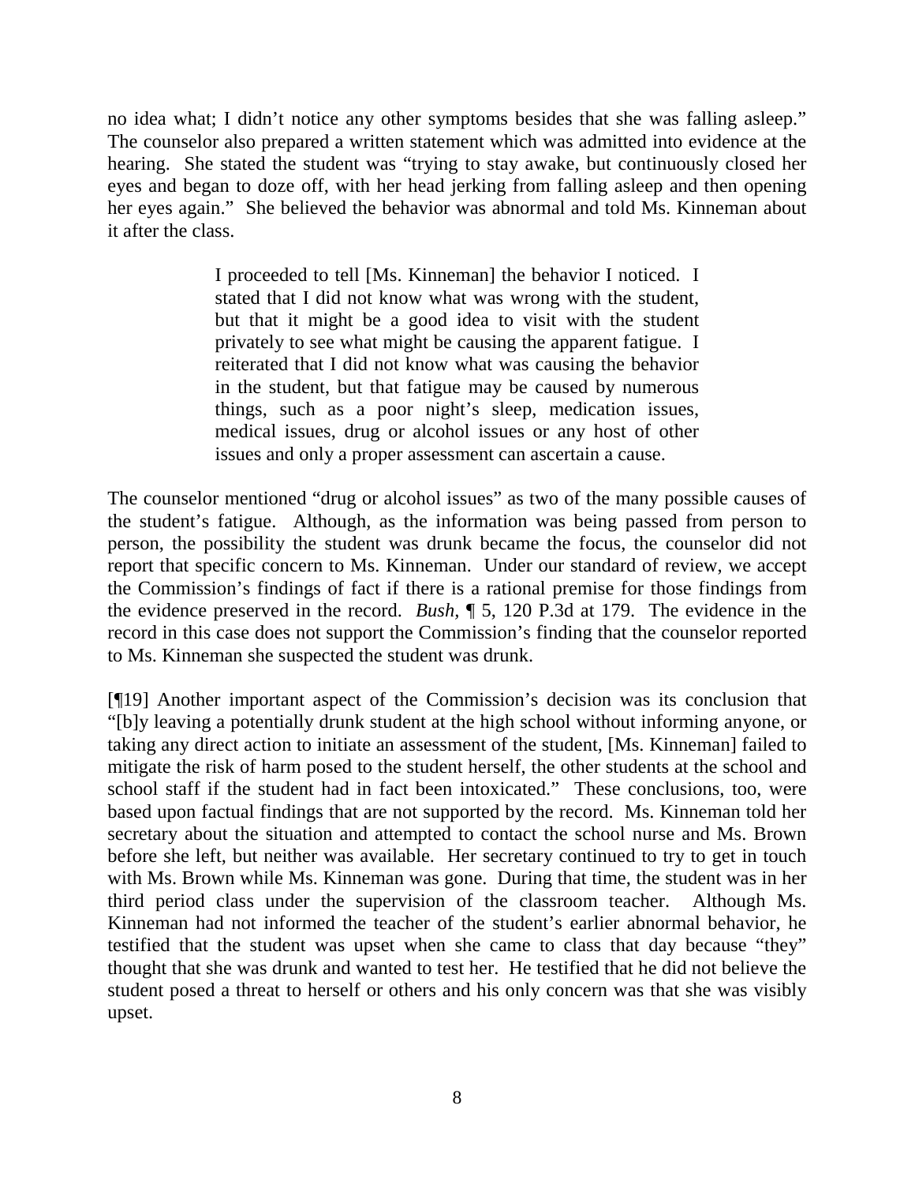no idea what; I didn't notice any other symptoms besides that she was falling asleep." The counselor also prepared a written statement which was admitted into evidence at the hearing. She stated the student was "trying to stay awake, but continuously closed her eyes and began to doze off, with her head jerking from falling asleep and then opening her eyes again." She believed the behavior was abnormal and told Ms. Kinneman about it after the class.

> I proceeded to tell [Ms. Kinneman] the behavior I noticed. I stated that I did not know what was wrong with the student, but that it might be a good idea to visit with the student privately to see what might be causing the apparent fatigue. I reiterated that I did not know what was causing the behavior in the student, but that fatigue may be caused by numerous things, such as a poor night's sleep, medication issues, medical issues, drug or alcohol issues or any host of other issues and only a proper assessment can ascertain a cause.

The counselor mentioned "drug or alcohol issues" as two of the many possible causes of the student's fatigue. Although, as the information was being passed from person to person, the possibility the student was drunk became the focus, the counselor did not report that specific concern to Ms. Kinneman. Under our standard of review, we accept the Commission's findings of fact if there is a rational premise for those findings from the evidence preserved in the record. *Bush*, ¶ 5, 120 P.3d at 179. The evidence in the record in this case does not support the Commission's finding that the counselor reported to Ms. Kinneman she suspected the student was drunk.

[¶19] Another important aspect of the Commission's decision was its conclusion that "[b]y leaving a potentially drunk student at the high school without informing anyone, or taking any direct action to initiate an assessment of the student, [Ms. Kinneman] failed to mitigate the risk of harm posed to the student herself, the other students at the school and school staff if the student had in fact been intoxicated." These conclusions, too, were based upon factual findings that are not supported by the record. Ms. Kinneman told her secretary about the situation and attempted to contact the school nurse and Ms. Brown before she left, but neither was available. Her secretary continued to try to get in touch with Ms. Brown while Ms. Kinneman was gone. During that time, the student was in her third period class under the supervision of the classroom teacher. Although Ms. Kinneman had not informed the teacher of the student's earlier abnormal behavior, he testified that the student was upset when she came to class that day because "they" thought that she was drunk and wanted to test her. He testified that he did not believe the student posed a threat to herself or others and his only concern was that she was visibly upset.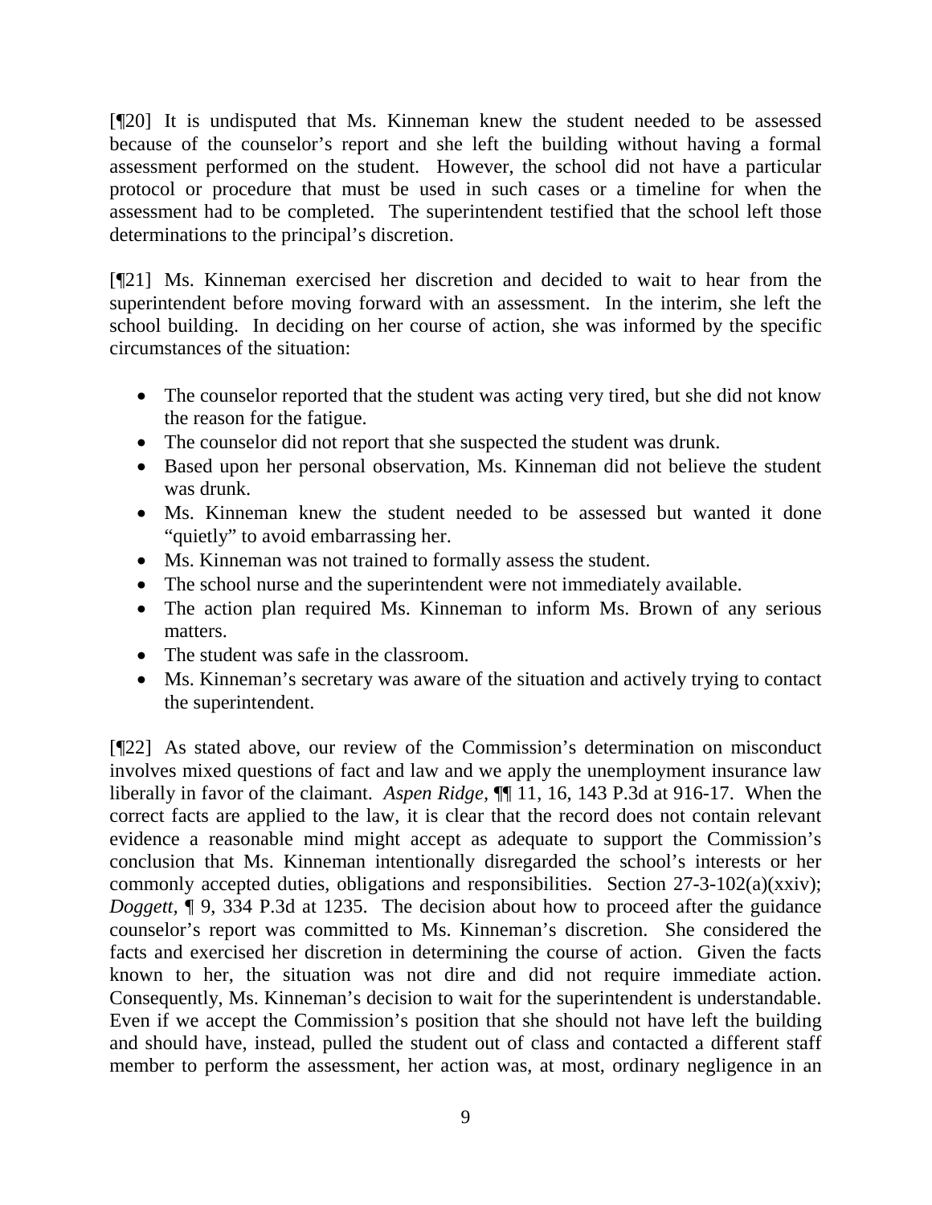[¶20] It is undisputed that Ms. Kinneman knew the student needed to be assessed because of the counselor's report and she left the building without having a formal assessment performed on the student. However, the school did not have a particular protocol or procedure that must be used in such cases or a timeline for when the assessment had to be completed. The superintendent testified that the school left those determinations to the principal's discretion.

[¶21] Ms. Kinneman exercised her discretion and decided to wait to hear from the superintendent before moving forward with an assessment. In the interim, she left the school building. In deciding on her course of action, she was informed by the specific circumstances of the situation:

- The counselor reported that the student was acting very tired, but she did not know the reason for the fatigue.
- The counselor did not report that she suspected the student was drunk.
- Based upon her personal observation, Ms. Kinneman did not believe the student was drunk.
- Ms. Kinneman knew the student needed to be assessed but wanted it done "quietly" to avoid embarrassing her.
- Ms. Kinneman was not trained to formally assess the student.
- The school nurse and the superintendent were not immediately available.
- The action plan required Ms. Kinneman to inform Ms. Brown of any serious matters.
- The student was safe in the classroom.
- Ms. Kinneman's secretary was aware of the situation and actively trying to contact the superintendent.

[¶22] As stated above, our review of the Commission's determination on misconduct involves mixed questions of fact and law and we apply the unemployment insurance law liberally in favor of the claimant. *Aspen Ridge,* ¶¶ 11, 16, 143 P.3d at 916-17. When the correct facts are applied to the law, it is clear that the record does not contain relevant evidence a reasonable mind might accept as adequate to support the Commission's conclusion that Ms. Kinneman intentionally disregarded the school's interests or her commonly accepted duties, obligations and responsibilities. Section 27-3-102(a)(xxiv); *Doggett,* ¶ 9, 334 P.3d at 1235. The decision about how to proceed after the guidance counselor's report was committed to Ms. Kinneman's discretion. She considered the facts and exercised her discretion in determining the course of action. Given the facts known to her, the situation was not dire and did not require immediate action. Consequently, Ms. Kinneman's decision to wait for the superintendent is understandable. Even if we accept the Commission's position that she should not have left the building and should have, instead, pulled the student out of class and contacted a different staff member to perform the assessment, her action was, at most, ordinary negligence in an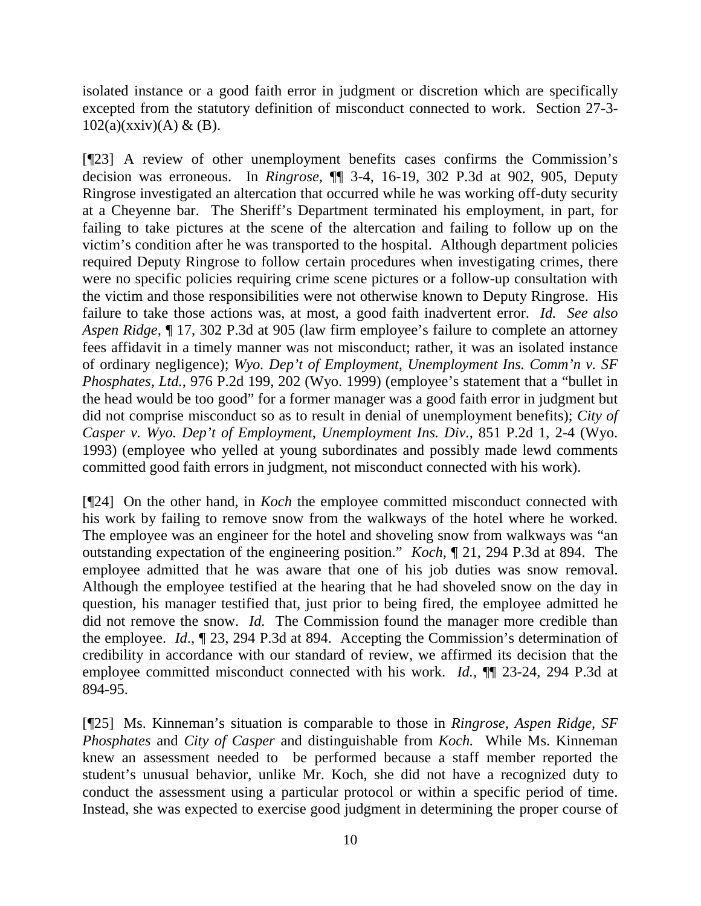isolated instance or a good faith error in judgment or discretion which are specifically excepted from the statutory definition of misconduct connected to work. Section 27-3-102(a)(xxiv)(A) & (B).

[¶23] A review of other unemployment benefits cases confirms the Commission's decision was erroneous. In *Ringrose,* ¶¶ 3-4, 16-19, 302 P.3d at 902, 905, Deputy Ringrose investigated an altercation that occurred while he was working off-duty security at a Cheyenne bar. The Sheriff's Department terminated his employment, in part, for failing to take pictures at the scene of the altercation and failing to follow up on the victim's condition after he was transported to the hospital. Although department policies required Deputy Ringrose to follow certain procedures when investigating crimes, there were no specific policies requiring crime scene pictures or a follow-up consultation with the victim and those responsibilities were not otherwise known to Deputy Ringrose. His failure to take those actions was, at most, a good faith inadvertent error. *Id. See also Aspen Ridge,* ¶ 17, 302 P.3d at 905 (law firm employee's failure to complete an attorney fees affidavit in a timely manner was not misconduct; rather, it was an isolated instance of ordinary negligence); *Wyo. Dep't of Employment, Unemployment Ins. Comm'n v. SF Phosphates, Ltd.*, 976 P.2d 199, 202 (Wyo. 1999) (employee's statement that a "bullet in the head would be too good" for a former manager was a good faith error in judgment but did not comprise misconduct so as to result in denial of unemployment benefits); *City of Casper v. Wyo. Dep't of Employment, Unemployment Ins. Div.*, 851 P.2d 1, 2-4 (Wyo. 1993) (employee who yelled at young subordinates and possibly made lewd comments committed good faith errors in judgment, not misconduct connected with his work).

[¶24] On the other hand, in *Koch* the employee committed misconduct connected with his work by failing to remove snow from the walkways of the hotel where he worked. The employee was an engineer for the hotel and shoveling snow from walkways was "an outstanding expectation of the engineering position." *Koch,* ¶ 21, 294 P.3d at 894. The employee admitted that he was aware that one of his job duties was snow removal. Although the employee testified at the hearing that he had shoveled snow on the day in question, his manager testified that, just prior to being fired, the employee admitted he did not remove the snow. *Id.* The Commission found the manager more credible than the employee. *Id.*, ¶ 23, 294 P.3d at 894. Accepting the Commission's determination of credibility in accordance with our standard of review, we affirmed its decision that the employee committed misconduct connected with his work. *Id.*, ¶¶ 23-24, 294 P.3d at 894-95.

[¶25] Ms. Kinneman's situation is comparable to those in *Ringrose*, *Aspen Ridge, SF Phosphates* and *City of Casper* and distinguishable from *Koch.* While Ms. Kinneman knew an assessment needed to be performed because a staff member reported the student's unusual behavior, unlike Mr. Koch, she did not have a recognized duty to conduct the assessment using a particular protocol or within a specific period of time. Instead, she was expected to exercise good judgment in determining the proper course of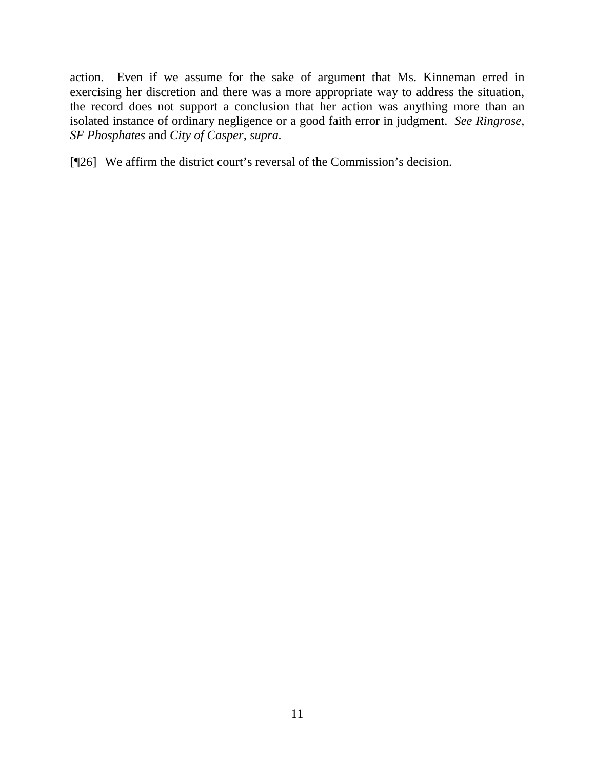action. Even if we assume for the sake of argument that Ms. Kinneman erred in exercising her discretion and there was a more appropriate way to address the situation, the record does not support a conclusion that her action was anything more than an isolated instance of ordinary negligence or a good faith error in judgment. *See Ringrose, SF Phosphates* and *City of Casper, supra.*

[¶26] We affirm the district court's reversal of the Commission's decision.